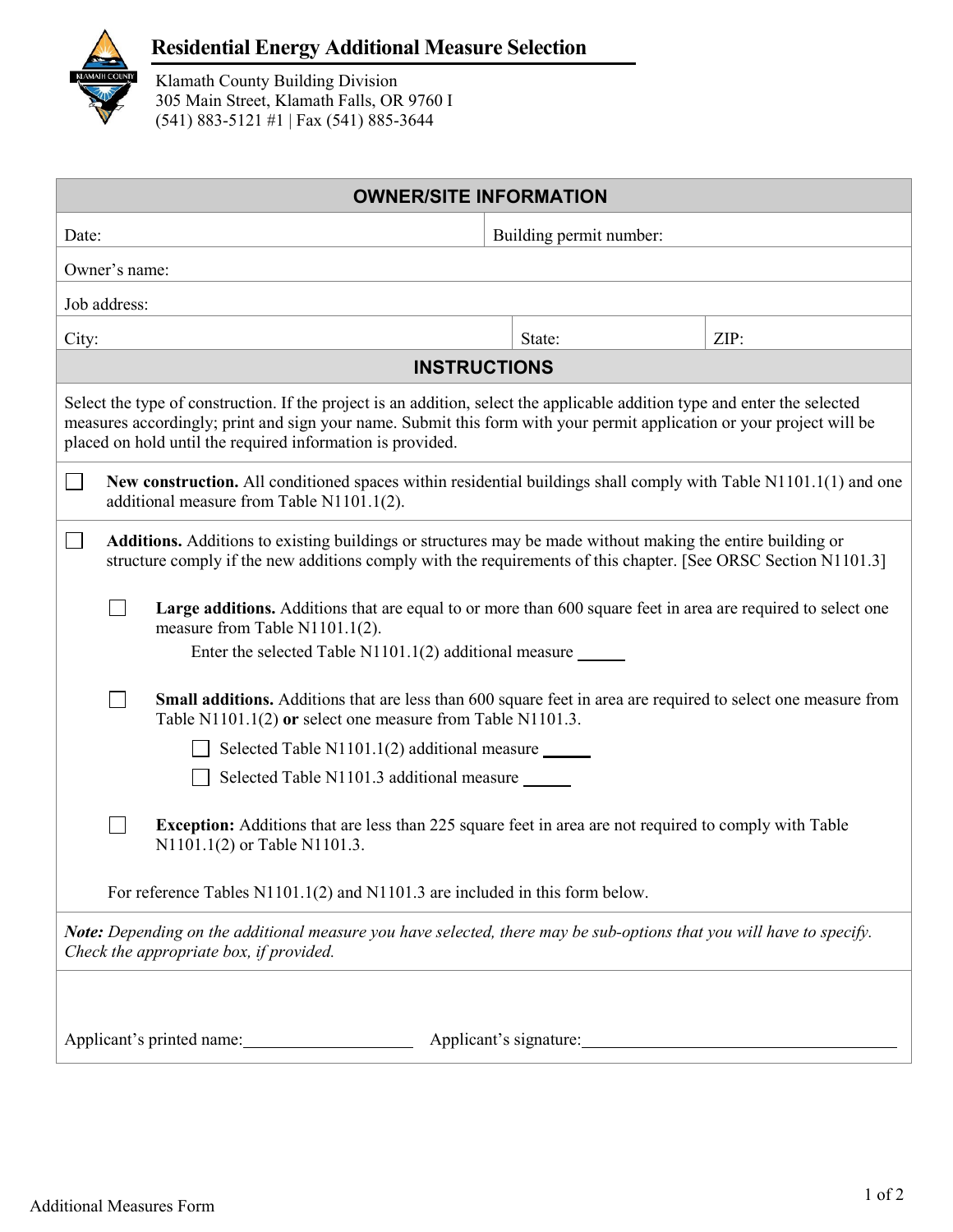# Residential Energy Additional Measure Selection

Klamath County Building Division
305 Main Street, Klamath Falls, OR 9760 I
(541) 883-5121 #1 | Fax (541) 885-3644

## OWNER/SITE INFORMATION

| Date: | Building permit number: | |
|---|---|---|
| Owner's name: | | |
| Job address: | | |
| City: | State: | ZIP: |

## INSTRUCTIONS

Select the type of construction. If the project is an addition, select the applicable addition type and enter the selected measures accordingly; print and sign your name. Submit this form with your permit application or your project will be placed on hold until the required information is provided.

☐ **New construction.** All conditioned spaces within residential buildings shall comply with Table N1101.1(1) and one additional measure from Table N1101.1(2).

☐ **Additions.** Additions to existing buildings or structures may be made without making the entire building or structure comply if the new additions comply with the requirements of this chapter. [See ORSC Section N1101.3]

- ☐ **Large additions.** Additions that are equal to or more than 600 square feet in area are required to select one measure from Table N1101.1(2).

  Enter the selected Table N1101.1(2) additional measure ______

- ☐ **Small additions.** Additions that are less than 600 square feet in area are required to select one measure from Table N1101.1(2) **or** select one measure from Table N1101.3.

  - ☐ Selected Table N1101.1(2) additional measure ______
  - ☐ Selected Table N1101.3 additional measure ______

- ☐ **Exception:** Additions that are less than 225 square feet in area are not required to comply with Table N1101.1(2) or Table N1101.3.

For reference Tables N1101.1(2) and N1101.3 are included in this form below.

***Note:*** *Depending on the additional measure you have selected, there may be sub-options that you will have to specify. Check the appropriate box, if provided.*

Applicant's printed name:____________________ Applicant's signature:______________________________________

Additional Measures Form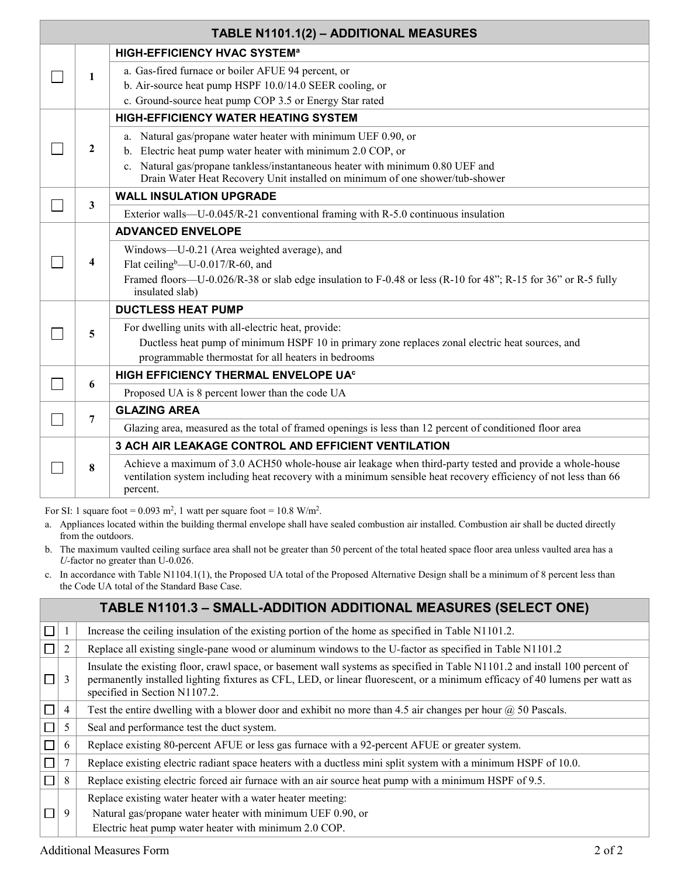## TABLE N1101.1(2) – ADDITIONAL MEASURES

| | | |
|---|---|---|
| ☐ | 1 | **HIGH-EFFICIENCY HVAC SYSTEM[a]**<br>a. Gas-fired furnace or boiler AFUE 94 percent, or<br>b. Air-source heat pump HSPF 10.0/14.0 SEER cooling, or<br>c. Ground-source heat pump COP 3.5 or Energy Star rated |
| ☐ | 2 | **HIGH-EFFICIENCY WATER HEATING SYSTEM**<br>a. Natural gas/propane water heater with minimum UEF 0.90, or<br>b. Electric heat pump water heater with minimum 2.0 COP, or<br>c. Natural gas/propane tankless/instantaneous heater with minimum 0.80 UEF and Drain Water Heat Recovery Unit installed on minimum of one shower/tub-shower |
| ☐ | 3 | **WALL INSULATION UPGRADE**<br>Exterior walls—U-0.045/R-21 conventional framing with R-5.0 continuous insulation |
| ☐ | 4 | **ADVANCED ENVELOPE**<br>Windows—U-0.21 (Area weighted average), and<br>Flat ceiling[b]—U-0.017/R-60, and<br>Framed floors—U-0.026/R-38 or slab edge insulation to F-0.48 or less (R-10 for 48"; R-15 for 36" or R-5 fully insulated slab) |
| ☐ | 5 | **DUCTLESS HEAT PUMP**<br>For dwelling units with all-electric heat, provide:<br>Ductless heat pump of minimum HSPF 10 in primary zone replaces zonal electric heat sources, and programmable thermostat for all heaters in bedrooms |
| ☐ | 6 | **HIGH EFFICIENCY THERMAL ENVELOPE UA[c]**<br>Proposed UA is 8 percent lower than the code UA |
| ☐ | 7 | **GLAZING AREA**<br>Glazing area, measured as the total of framed openings is less than 12 percent of conditioned floor area |
| ☐ | 8 | **3 ACH AIR LEAKAGE CONTROL AND EFFICIENT VENTILATION**<br>Achieve a maximum of 3.0 ACH50 whole-house air leakage when third-party tested and provide a whole-house ventilation system including heat recovery with a minimum sensible heat recovery efficiency of not less than 66 percent. |

For SI: 1 square foot = 0.093 $m^2$, 1 watt per square foot = 10.8 $W/m^2$.

a. Appliances located within the building thermal envelope shall have sealed combustion air installed. Combustion air shall be ducted directly from the outdoors.

b. The maximum vaulted ceiling surface area shall not be greater than 50 percent of the total heated space floor area unless vaulted area has a *U*-factor no greater than U-0.026.

c. In accordance with Table N1104.1(1), the Proposed UA total of the Proposed Alternative Design shall be a minimum of 8 percent less than the Code UA total of the Standard Base Case.

## TABLE N1101.3 – SMALL-ADDITION ADDITIONAL MEASURES (SELECT ONE)

| | | |
|---|---|---|
| ☐ | 1 | Increase the ceiling insulation of the existing portion of the home as specified in Table N1101.2. |
| ☐ | 2 | Replace all existing single-pane wood or aluminum windows to the U-factor as specified in Table N1101.2 |
| ☐ | 3 | Insulate the existing floor, crawl space, or basement wall systems as specified in Table N1101.2 and install 100 percent of permanently installed lighting fixtures as CFL, LED, or linear fluorescent, or a minimum efficacy of 40 lumens per watt as specified in Section N1107.2. |
| ☐ | 4 | Test the entire dwelling with a blower door and exhibit no more than 4.5 air changes per hour @ 50 Pascals. |
| ☐ | 5 | Seal and performance test the duct system. |
| ☐ | 6 | Replace existing 80-percent AFUE or less gas furnace with a 92-percent AFUE or greater system. |
| ☐ | 7 | Replace existing electric radiant space heaters with a ductless mini split system with a minimum HSPF of 10.0. |
| ☐ | 8 | Replace existing electric forced air furnace with an air source heat pump with a minimum HSPF of 9.5. |
| ☐ | 9 | Replace existing water heater with a water heater meeting:<br>Natural gas/propane water heater with minimum UEF 0.90, or<br>Electric heat pump water heater with minimum 2.0 COP. |

Additional Measures Form